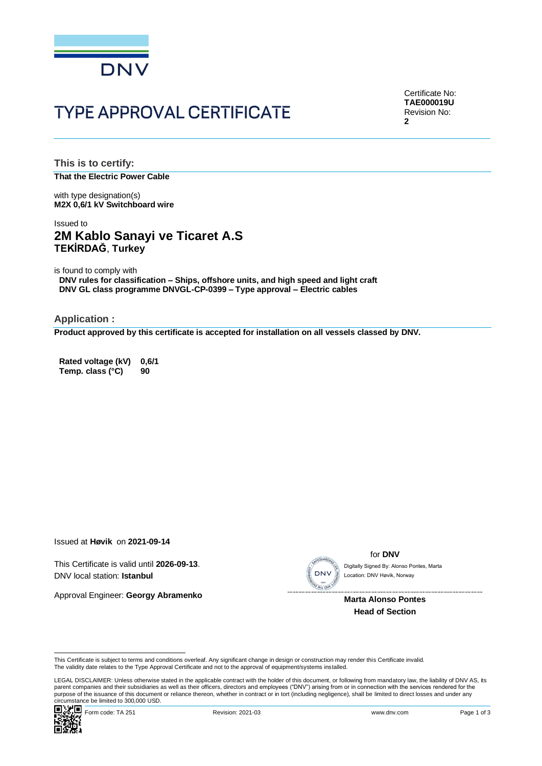DNV

# TYPE APPROVAL CERTIFICATE

Certificate No:
**TAE000019U**
Revision No:
**2**

## This is to certify:

**That the Electric Power Cable**

with type designation(s)
**M2X 0,6/1 kV Switchboard wire**

Issued to
## 2M Kablo Sanayi ve Ticaret A.S
**TEKİRDAĞ**, **Turkey**

is found to comply with
**DNV rules for classification – Ships, offshore units, and high speed and light craft**
**DNV GL class programme DNVGL-CP-0399 – Type approval – Electric cables**

## Application :

**Product approved by this certificate is accepted for installation on all vessels classed by DNV.**

| | |
|---|---|
| **Rated voltage (kV)** | **0,6/1** |
| **Temp. class (°C)** | **90** |

Issued at **Høvik** on **2021-09-14**

This Certificate is valid until **2026-09-13**.
DNV local station: **Istanbul**

Approval Engineer: **Georgy Abramenko**

for **DNV**

Digitally Signed By: Alonso Pontes, Marta
Location: DNV Høvik, Norway

**Marta Alonso Pontes**
**Head of Section**

This Certificate is subject to terms and conditions overleaf. Any significant change in design or construction may render this Certificate invalid.
The validity date relates to the Type Approval Certificate and not to the approval of equipment/systems installed.

LEGAL DISCLAIMER: Unless otherwise stated in the applicable contract with the holder of this document, or following from mandatory law, the liability of DNV AS, its parent companies and their subsidiaries as well as their officers, directors and employees ("DNV") arising from or in connection with the services rendered for the purpose of the issuance of this document or reliance thereon, whether in contract or in tort (including negligence), shall be limited to direct losses and under any circumstance be limited to 300,000 USD.

Form code: TA 251 Revision: 2021-03 www.dnv.com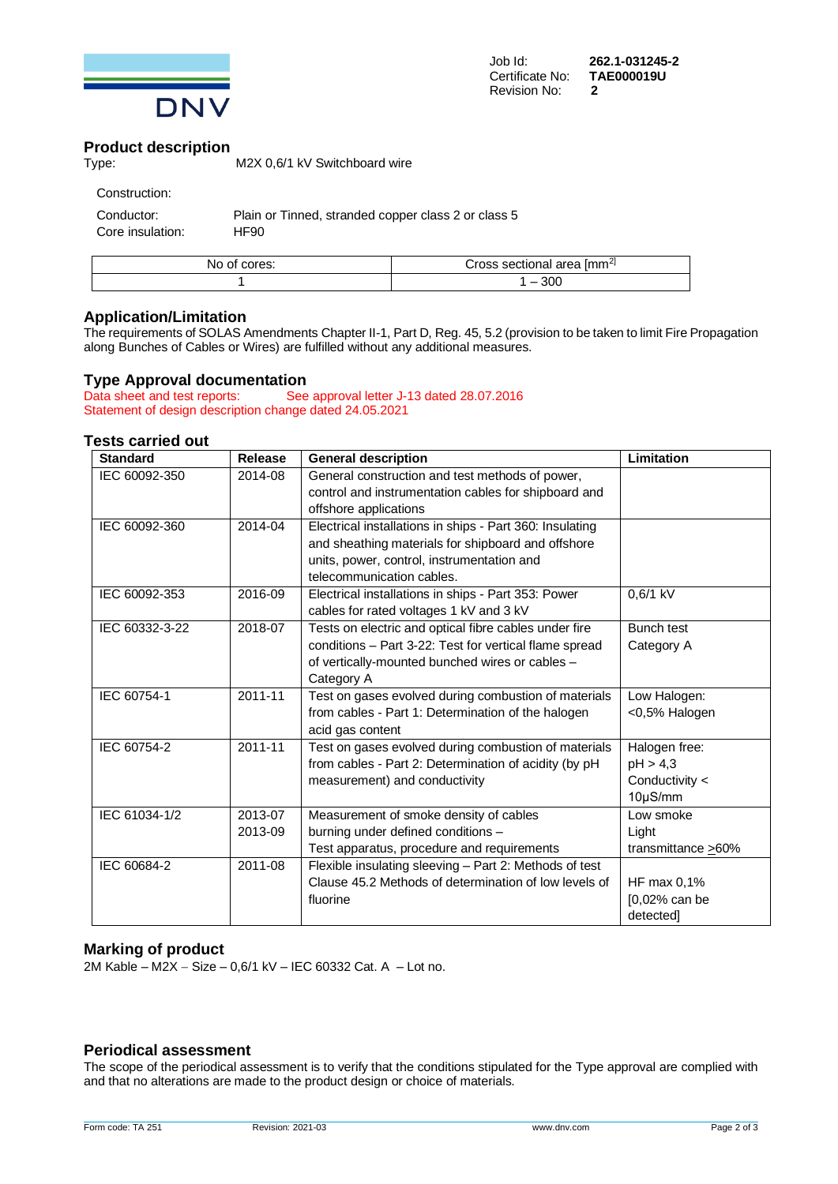Job Id: **262.1-031245-2**
Certificate No: **TAE000019U**
Revision No: **2**

## Product description

Type: M2X 0,6/1 kV Switchboard wire

Construction:

Conductor: Plain or Tinned, stranded copper class 2 or class 5
Core insulation: HF90

| No of cores: | Cross sectional area [mm$^2$] |
|---|---|
| 1 | 1 – 300 |

## Application/Limitation

The requirements of SOLAS Amendments Chapter II-1, Part D, Reg. 45, 5.2 (provision to be taken to limit Fire Propagation along Bunches of Cables or Wires) are fulfilled without any additional measures.

## Type Approval documentation

Data sheet and test reports: See approval letter J-13 dated 28.07.2016
Statement of design description change dated 24.05.2021

## Tests carried out

| Standard | Release | General description | Limitation |
|---|---|---|---|
| IEC 60092-350 | 2014-08 | General construction and test methods of power, control and instrumentation cables for shipboard and offshore applications | |
| IEC 60092-360 | 2014-04 | Electrical installations in ships - Part 360: Insulating and sheathing materials for shipboard and offshore units, power, control, instrumentation and telecommunication cables. | |
| IEC 60092-353 | 2016-09 | Electrical installations in ships - Part 353: Power cables for rated voltages 1 kV and 3 kV | 0,6/1 kV |
| IEC 60332-3-22 | 2018-07 | Tests on electric and optical fibre cables under fire conditions – Part 3-22: Test for vertical flame spread of vertically-mounted bunched wires or cables – Category A | Bunch test Category A |
| IEC 60754-1 | 2011-11 | Test on gases evolved during combustion of materials from cables - Part 1: Determination of the halogen acid gas content | Low Halogen: <0,5% Halogen |
| IEC 60754-2 | 2011-11 | Test on gases evolved during combustion of materials from cables - Part 2: Determination of acidity (by pH measurement) and conductivity | Halogen free: pH > 4,3 Conductivity < 10µS/mm |
| IEC 61034-1/2 | 2013-07 2013-09 | Measurement of smoke density of cables burning under defined conditions – Test apparatus, procedure and requirements | Low smoke Light transmittance ≥60% |
| IEC 60684-2 | 2011-08 | Flexible insulating sleeving – Part 2: Methods of test Clause 45.2 Methods of determination of low levels of fluorine | HF max 0,1% [0,02% can be detected] |

## Marking of product

2M Kable – M2X – Size – 0,6/1 kV – IEC 60332 Cat. A – Lot no.

## Periodical assessment

The scope of the periodical assessment is to verify that the conditions stipulated for the Type approval are complied with and that no alterations are made to the product design or choice of materials.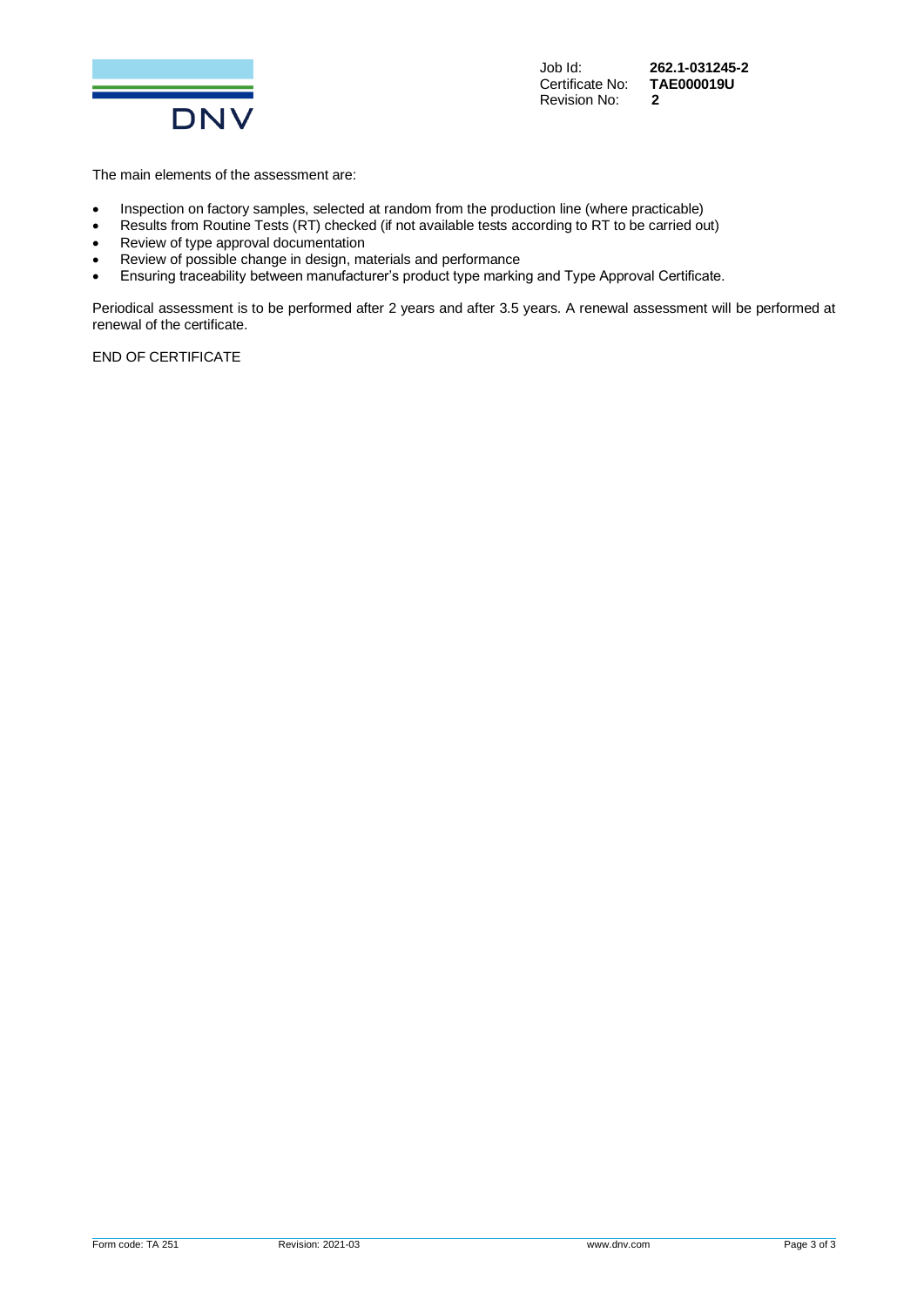The main elements of the assessment are:

- Inspection on factory samples, selected at random from the production line (where practicable)
- Results from Routine Tests (RT) checked (if not available tests according to RT to be carried out)
- Review of type approval documentation
- Review of possible change in design, materials and performance
- Ensuring traceability between manufacturer's product type marking and Type Approval Certificate.

Periodical assessment is to be performed after 2 years and after 3.5 years. A renewal assessment will be performed at renewal of the certificate.

END OF CERTIFICATE